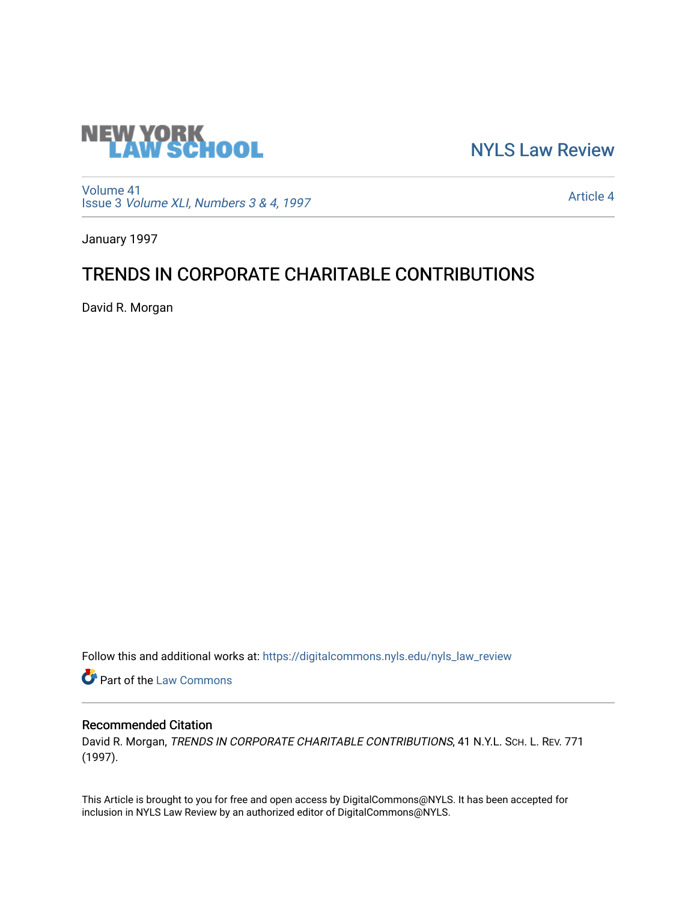NEW YORK LAW SCHOOL

NYLS Law Review

Volume 41
Issue 3 *Volume XLI, Numbers 3 & 4, 1997*

Article 4

January 1997

# TRENDS IN CORPORATE CHARITABLE CONTRIBUTIONS

David R. Morgan

Follow this and additional works at: https://digitalcommons.nyls.edu/nyls_law_review

Part of the Law Commons

## Recommended Citation

David R. Morgan, *TRENDS IN CORPORATE CHARITABLE CONTRIBUTIONS*, 41 N.Y.L. Sch. L. Rev. 771 (1997).

This Article is brought to you for free and open access by DigitalCommons@NYLS. It has been accepted for inclusion in NYLS Law Review by an authorized editor of DigitalCommons@NYLS.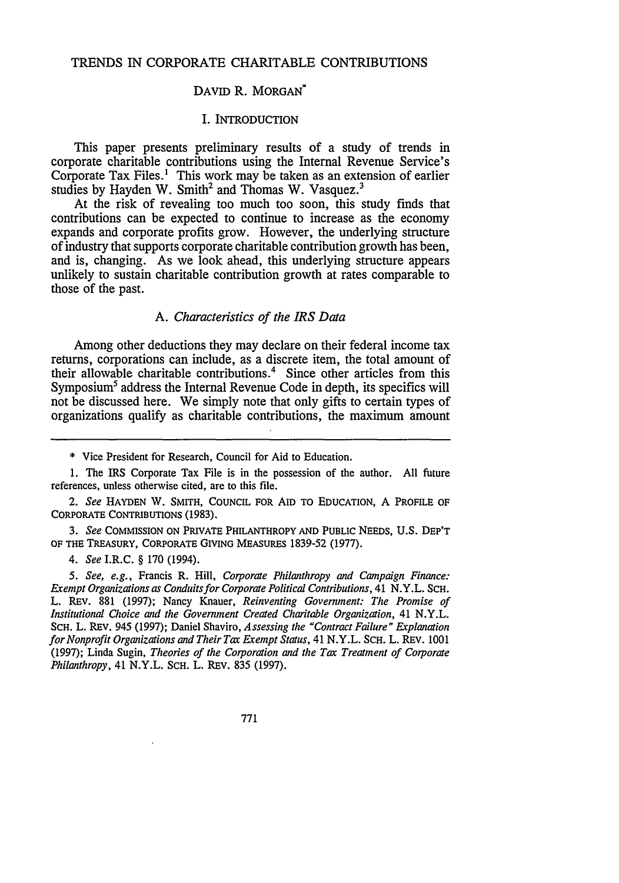# TRENDS IN CORPORATE CHARITABLE CONTRIBUTIONS

DAVID R. MORGAN*

## I. INTRODUCTION

This paper presents preliminary results of a study of trends in corporate charitable contributions using the Internal Revenue Service's Corporate Tax Files.[1] This work may be taken as an extension of earlier studies by Hayden W. Smith[2] and Thomas W. Vasquez.[3]

At the risk of revealing too much too soon, this study finds that contributions can be expected to continue to increase as the economy expands and corporate profits grow. However, the underlying structure of industry that supports corporate charitable contribution growth has been, and is, changing. As we look ahead, this underlying structure appears unlikely to sustain charitable contribution growth at rates comparable to those of the past.

### A. *Characteristics of the IRS Data*

Among other deductions they may declare on their federal income tax returns, corporations can include, as a discrete item, the total amount of their allowable charitable contributions.[4] Since other articles from this Symposium[5] address the Internal Revenue Code in depth, its specifics will not be discussed here. We simply note that only gifts to certain types of organizations qualify as charitable contributions, the maximum amount

---

\* Vice President for Research, Council for Aid to Education.

1. The IRS Corporate Tax File is in the possession of the author. All future references, unless otherwise cited, are to this file.

2. *See* HAYDEN W. SMITH, COUNCIL FOR AID TO EDUCATION, A PROFILE OF CORPORATE CONTRIBUTIONS (1983).

3. *See* COMMISSION ON PRIVATE PHILANTHROPY AND PUBLIC NEEDS, U.S. DEP'T OF THE TREASURY, CORPORATE GIVING MEASURES 1839-52 (1977).

4. *See* I.R.C. § 170 (1994).

5. *See, e.g.*, Francis R. Hill, *Corporate Philanthropy and Campaign Finance: Exempt Organizations as Conduits for Corporate Political Contributions*, 41 N.Y.L. SCH. L. REV. 881 (1997); Nancy Knauer, *Reinventing Government: The Promise of Institutional Choice and the Government Created Charitable Organization*, 41 N.Y.L. SCH. L. REV. 945 (1997); Daniel Shaviro, *Assessing the "Contract Failure" Explanation for Nonprofit Organizations and Their Tax Exempt Status*, 41 N.Y.L. SCH. L. REV. 1001 (1997); Linda Sugin, *Theories of the Corporation and the Tax Treatment of Corporate Philanthropy*, 41 N.Y.L. SCH. L. REV. 835 (1997).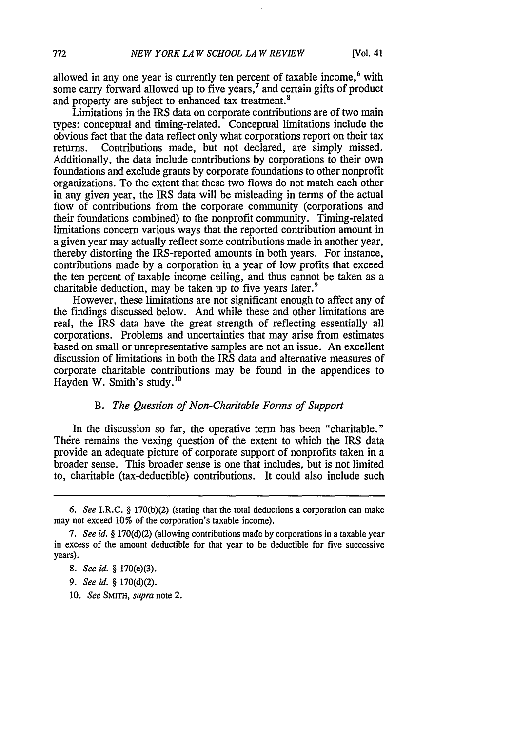allowed in any one year is currently ten percent of taxable income,[6] with some carry forward allowed up to five years,[7] and certain gifts of product and property are subject to enhanced tax treatment.[8]

Limitations in the IRS data on corporate contributions are of two main types: conceptual and timing-related. Conceptual limitations include the obvious fact that the data reflect only what corporations report on their tax returns. Contributions made, but not declared, are simply missed. Additionally, the data include contributions by corporations to their own foundations and exclude grants by corporate foundations to other nonprofit organizations. To the extent that these two flows do not match each other in any given year, the IRS data will be misleading in terms of the actual flow of contributions from the corporate community (corporations and their foundations combined) to the nonprofit community. Timing-related limitations concern various ways that the reported contribution amount in a given year may actually reflect some contributions made in another year, thereby distorting the IRS-reported amounts in both years. For instance, contributions made by a corporation in a year of low profits that exceed the ten percent of taxable income ceiling, and thus cannot be taken as a charitable deduction, may be taken up to five years later.[9]

However, these limitations are not significant enough to affect any of the findings discussed below. And while these and other limitations are real, the IRS data have the great strength of reflecting essentially all corporations. Problems and uncertainties that may arise from estimates based on small or unrepresentative samples are not an issue. An excellent discussion of limitations in both the IRS data and alternative measures of corporate charitable contributions may be found in the appendices to Hayden W. Smith's study.[10]

### B. *The Question of Non-Charitable Forms of Support*

In the discussion so far, the operative term has been "charitable." There remains the vexing question of the extent to which the IRS data provide an adequate picture of corporate support of nonprofits taken in a broader sense. This broader sense is one that includes, but is not limited to, charitable (tax-deductible) contributions. It could also include such

---

6. *See* I.R.C. § 170(b)(2) (stating that the total deductions a corporation can make may not exceed 10% of the corporation's taxable income).

7. *See id.* § 170(d)(2) (allowing contributions made by corporations in a taxable year in excess of the amount deductible for that year to be deductible for five successive years).

8. *See id.* § 170(e)(3).

9. *See id.* § 170(d)(2).

10. *See* SMITH, *supra* note 2.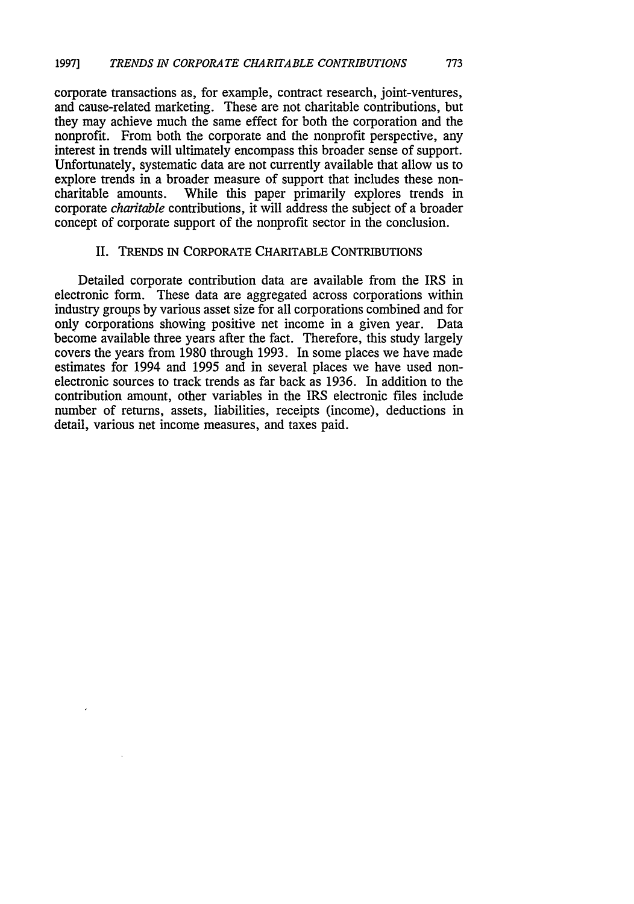corporate transactions as, for example, contract research, joint-ventures, and cause-related marketing. These are not charitable contributions, but they may achieve much the same effect for both the corporation and the nonprofit. From both the corporate and the nonprofit perspective, any interest in trends will ultimately encompass this broader sense of support. Unfortunately, systematic data are not currently available that allow us to explore trends in a broader measure of support that includes these non-charitable amounts. While this paper primarily explores trends in corporate *charitable* contributions, it will address the subject of a broader concept of corporate support of the nonprofit sector in the conclusion.

## II. Trends in Corporate Charitable Contributions

Detailed corporate contribution data are available from the IRS in electronic form. These data are aggregated across corporations within industry groups by various asset size for all corporations combined and for only corporations showing positive net income in a given year. Data become available three years after the fact. Therefore, this study largely covers the years from 1980 through 1993. In some places we have made estimates for 1994 and 1995 and in several places we have used non-electronic sources to track trends as far back as 1936. In addition to the contribution amount, other variables in the IRS electronic files include number of returns, assets, liabilities, receipts (income), deductions in detail, various net income measures, and taxes paid.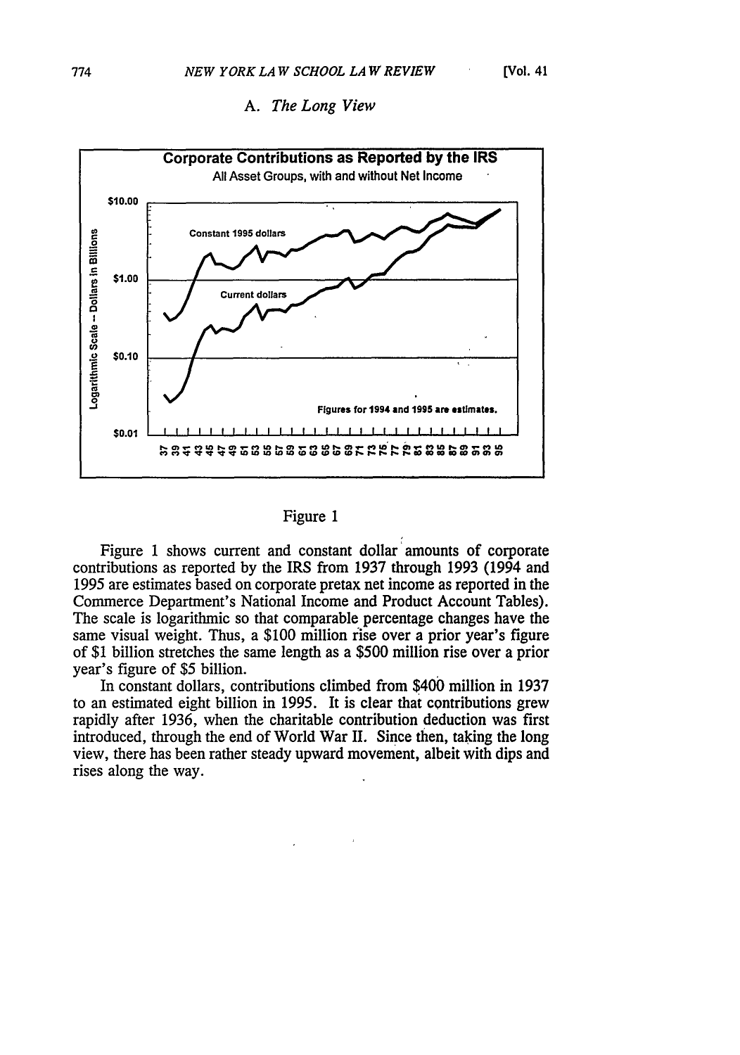### A. *The Long View*

Figure 1

Figure 1 shows current and constant dollar amounts of corporate contributions as reported by the IRS from 1937 through 1993 (1994 and 1995 are estimates based on corporate pretax net income as reported in the Commerce Department's National Income and Product Account Tables). The scale is logarithmic so that comparable percentage changes have the same visual weight. Thus, a $100 million rise over a prior year's figure of $1 billion stretches the same length as a $500 million rise over a prior year's figure of $5 billion.

In constant dollars, contributions climbed from $400 million in 1937 to an estimated eight billion in 1995. It is clear that contributions grew rapidly after 1936, when the charitable contribution deduction was first introduced, through the end of World War II. Since then, taking the long view, there has been rather steady upward movement, albeit with dips and rises along the way.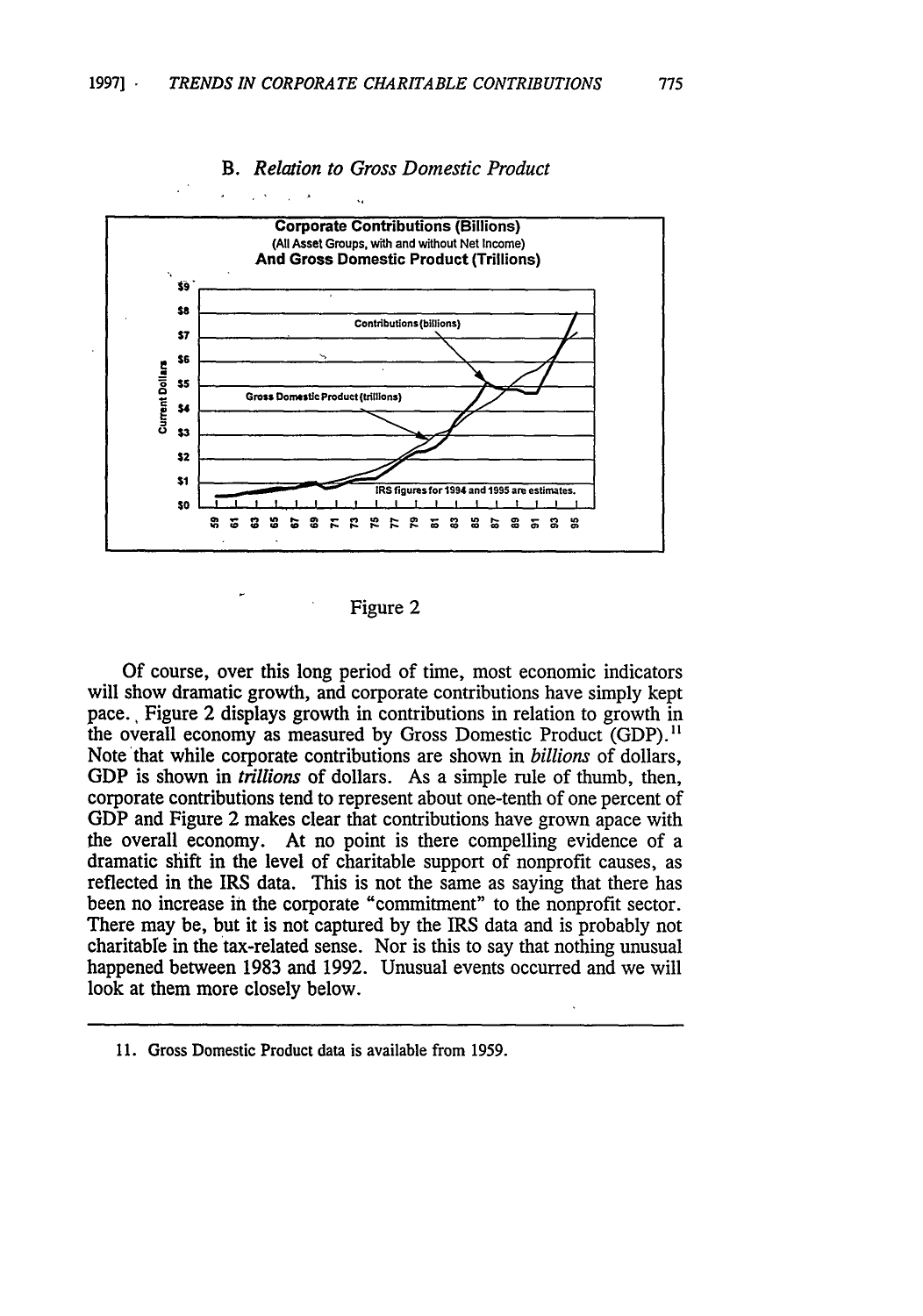### B. *Relation to Gross Domestic Product*

Figure 2

Of course, over this long period of time, most economic indicators will show dramatic growth, and corporate contributions have simply kept pace. Figure 2 displays growth in contributions in relation to growth in the overall economy as measured by Gross Domestic Product (GDP).[11] Note that while corporate contributions are shown in *billions* of dollars, GDP is shown in *trillions* of dollars. As a simple rule of thumb, then, corporate contributions tend to represent about one-tenth of one percent of GDP and Figure 2 makes clear that contributions have grown apace with the overall economy. At no point is there compelling evidence of a dramatic shift in the level of charitable support of nonprofit causes, as reflected in the IRS data. This is not the same as saying that there has been no increase in the corporate "commitment" to the nonprofit sector. There may be, but it is not captured by the IRS data and is probably not charitable in the tax-related sense. Nor is this to say that nothing unusual happened between 1983 and 1992. Unusual events occurred and we will look at them more closely below.

11. Gross Domestic Product data is available from 1959.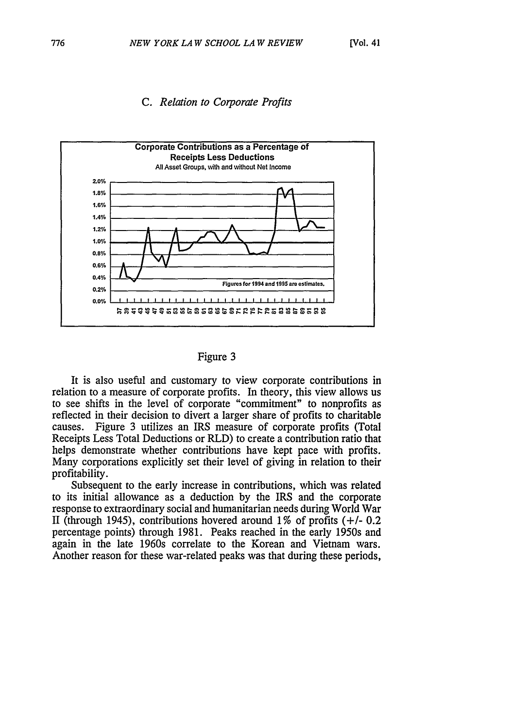### C. *Relation to Corporate Profits*

Figure 3

It is also useful and customary to view corporate contributions in relation to a measure of corporate profits. In theory, this view allows us to see shifts in the level of corporate "commitment" to nonprofits as reflected in their decision to divert a larger share of profits to charitable causes. Figure 3 utilizes an IRS measure of corporate profits (Total Receipts Less Total Deductions or RLD) to create a contribution ratio that helps demonstrate whether contributions have kept pace with profits. Many corporations explicitly set their level of giving in relation to their profitability.

Subsequent to the early increase in contributions, which was related to its initial allowance as a deduction by the IRS and the corporate response to extraordinary social and humanitarian needs during World War II (through 1945), contributions hovered around 1% of profits (+/- 0.2 percentage points) through 1981. Peaks reached in the early 1950s and again in the late 1960s correlate to the Korean and Vietnam wars. Another reason for these war-related peaks was that during these periods,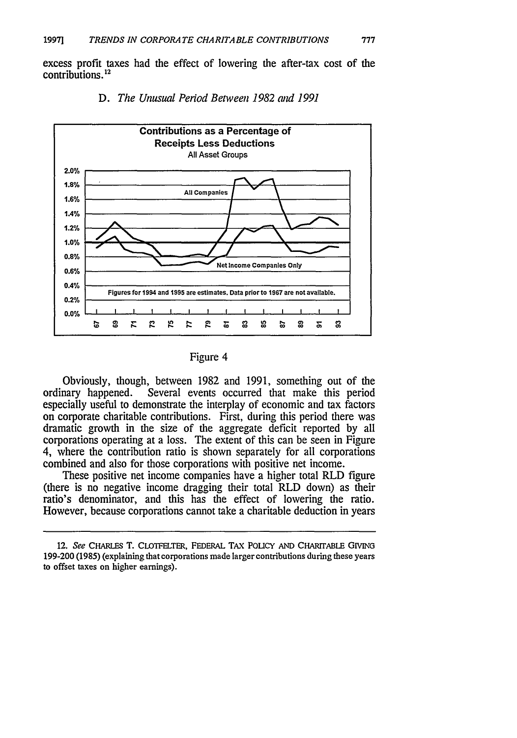excess profit taxes had the effect of lowering the after-tax cost of the contributions.[12]

### D. *The Unusual Period Between 1982 and 1991*

**Contributions as a Percentage of Receipts Less Deductions**
All Asset Groups

All Companies

Net Income Companies Only

Figures for 1994 and 1995 are estimates. Data prior to 1967 are not available.

Figure 4

Obviously, though, between 1982 and 1991, something out of the ordinary happened. Several events occurred that make this period especially useful to demonstrate the interplay of economic and tax factors on corporate charitable contributions. First, during this period there was dramatic growth in the size of the aggregate deficit reported by all corporations operating at a loss. The extent of this can be seen in Figure 4, where the contribution ratio is shown separately for all corporations combined and also for those corporations with positive net income.

These positive net income companies have a higher total RLD figure (there is no negative income dragging their total RLD down) as their ratio's denominator, and this has the effect of lowering the ratio. However, because corporations cannot take a charitable deduction in years

---

12. *See* CHARLES T. CLOTFELTER, FEDERAL TAX POLICY AND CHARITABLE GIVING 199-200 (1985) (explaining that corporations made larger contributions during these years to offset taxes on higher earnings).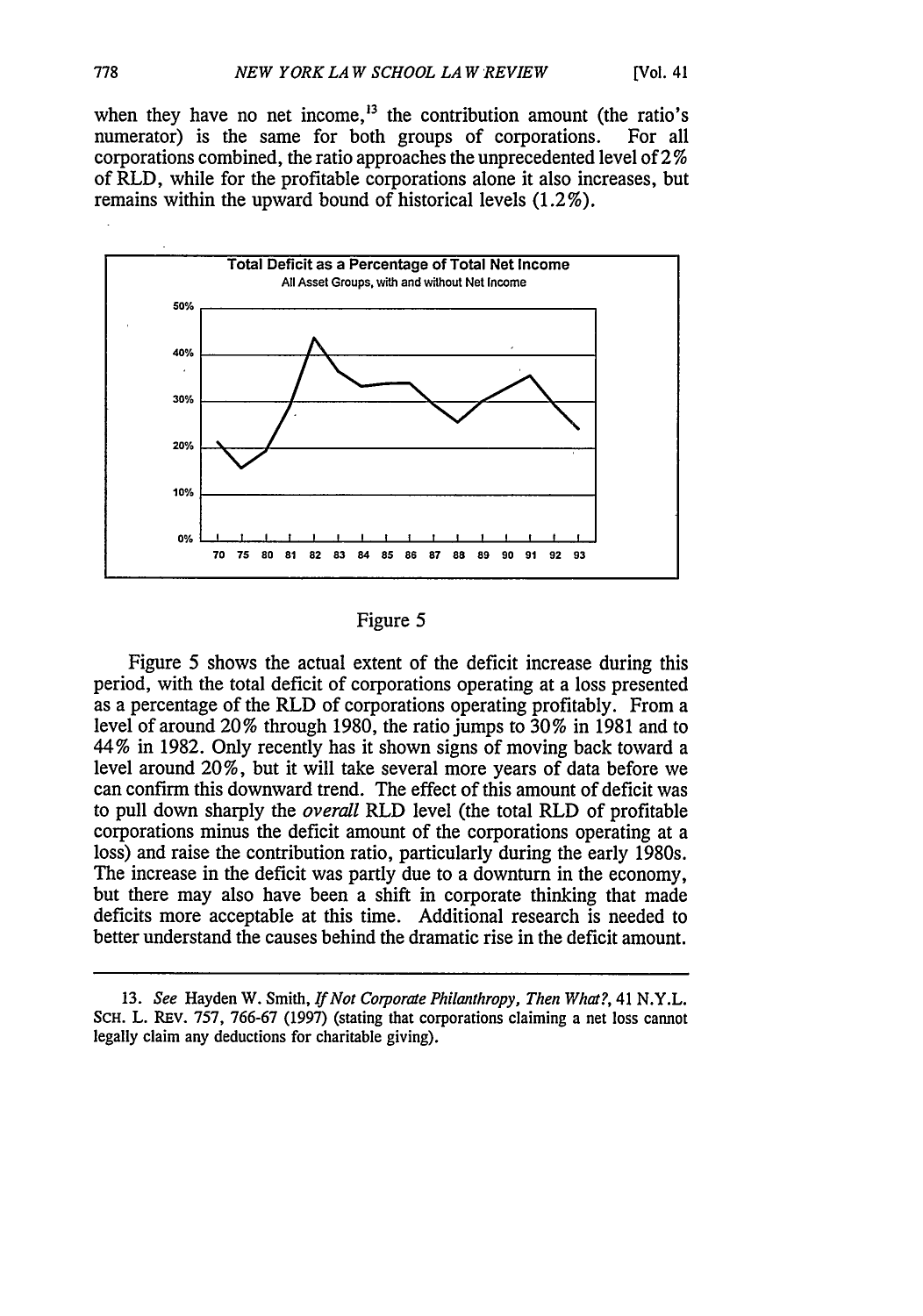when they have no net income,[13] the contribution amount (the ratio's numerator) is the same for both groups of corporations. For all corporations combined, the ratio approaches the unprecedented level of 2% of RLD, while for the profitable corporations alone it also increases, but remains within the upward bound of historical levels (1.2%).

Figure 5

Figure 5 shows the actual extent of the deficit increase during this period, with the total deficit of corporations operating at a loss presented as a percentage of the RLD of corporations operating profitably. From a level of around 20% through 1980, the ratio jumps to 30% in 1981 and to 44% in 1982. Only recently has it shown signs of moving back toward a level around 20%, but it will take several more years of data before we can confirm this downward trend. The effect of this amount of deficit was to pull down sharply the *overall* RLD level (the total RLD of profitable corporations minus the deficit amount of the corporations operating at a loss) and raise the contribution ratio, particularly during the early 1980s. The increase in the deficit was partly due to a downturn in the economy, but there may also have been a shift in corporate thinking that made deficits more acceptable at this time. Additional research is needed to better understand the causes behind the dramatic rise in the deficit amount.

---

13. *See* Hayden W. Smith, *If Not Corporate Philanthropy, Then What?*, 41 N.Y.L. SCH. L. REV. 757, 766-67 (1997) (stating that corporations claiming a net loss cannot legally claim any deductions for charitable giving).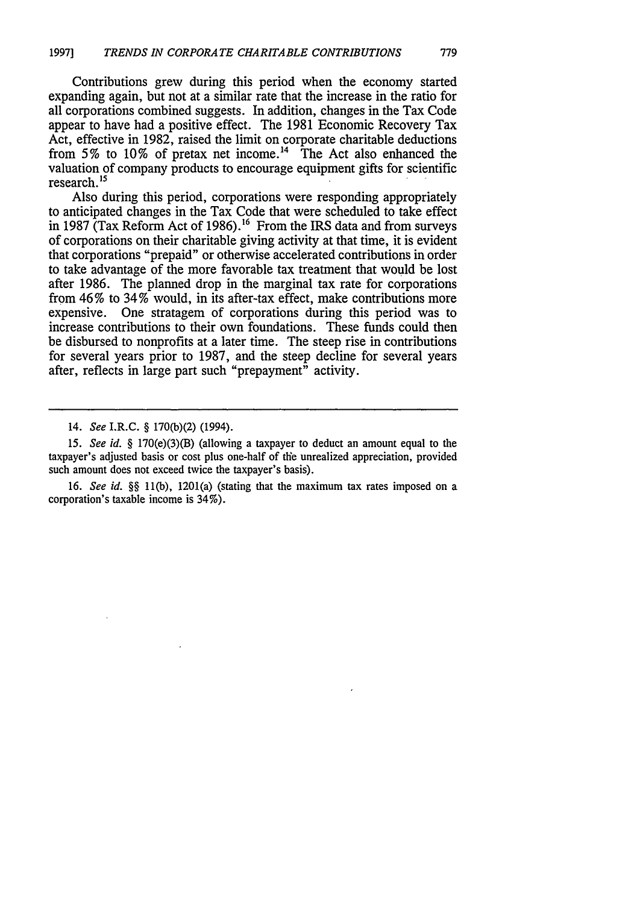Contributions grew during this period when the economy started expanding again, but not at a similar rate that the increase in the ratio for all corporations combined suggests. In addition, changes in the Tax Code appear to have had a positive effect. The 1981 Economic Recovery Tax Act, effective in 1982, raised the limit on corporate charitable deductions from 5% to 10% of pretax net income.[14] The Act also enhanced the valuation of company products to encourage equipment gifts for scientific research.[15]

Also during this period, corporations were responding appropriately to anticipated changes in the Tax Code that were scheduled to take effect in 1987 (Tax Reform Act of 1986).[16] From the IRS data and from surveys of corporations on their charitable giving activity at that time, it is evident that corporations "prepaid" or otherwise accelerated contributions in order to take advantage of the more favorable tax treatment that would be lost after 1986. The planned drop in the marginal tax rate for corporations from 46% to 34% would, in its after-tax effect, make contributions more expensive. One stratagem of corporations during this period was to increase contributions to their own foundations. These funds could then be disbursed to nonprofits at a later time. The steep rise in contributions for several years prior to 1987, and the steep decline for several years after, reflects in large part such "prepayment" activity.

---

14. *See* I.R.C. § 170(b)(2) (1994).

15. *See id.* § 170(e)(3)(B) (allowing a taxpayer to deduct an amount equal to the taxpayer's adjusted basis or cost plus one-half of the unrealized appreciation, provided such amount does not exceed twice the taxpayer's basis).

16. *See id.* §§ 11(b), 1201(a) (stating that the maximum tax rates imposed on a corporation's taxable income is 34%).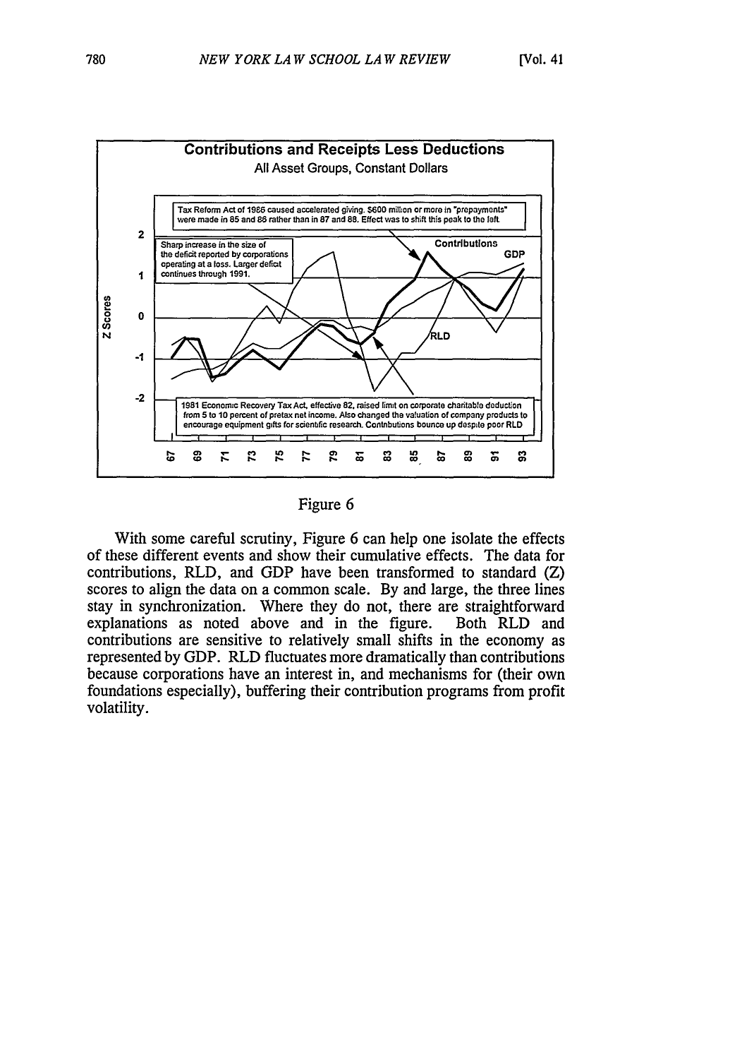**Contributions and Receipts Less Deductions**

All Asset Groups, Constant Dollars

Tax Reform Act of 1986 caused accelerated giving. $600 million or more in "prepayments" were made in 85 and 86 rather than in 87 and 88. Effect was to shift this peak to the left

Sharp increase in the size of the deficit reported by corporations operating at a loss. Larger deficit continues through 1991.

1981 Economic Recovery Tax Act, effective 82, raised limit on corporate charitable deduction from 5 to 10 percent of pretax net income. Also changed the valuation of company products to encourage equipment gifts for scientific research. Contributions bounce up despite poor RLD

Figure 6

With some careful scrutiny, Figure 6 can help one isolate the effects of these different events and show their cumulative effects. The data for contributions, RLD, and GDP have been transformed to standard (Z) scores to align the data on a common scale. By and large, the three lines stay in synchronization. Where they do not, there are straightforward explanations as noted above and in the figure. Both RLD and contributions are sensitive to relatively small shifts in the economy as represented by GDP. RLD fluctuates more dramatically than contributions because corporations have an interest in, and mechanisms for (their own foundations especially), buffering their contribution programs from profit volatility.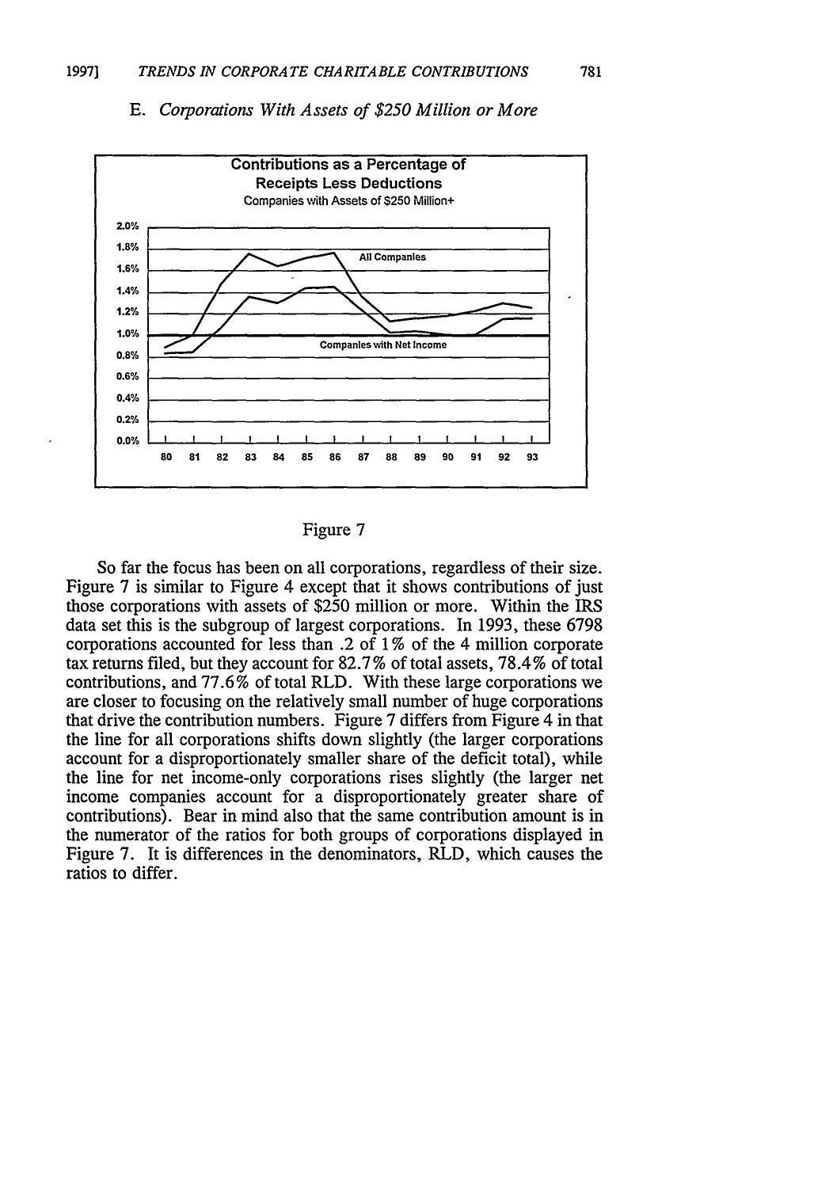### E. *Corporations With Assets of $250 Million or More*

Figure 7

So far the focus has been on all corporations, regardless of their size. Figure 7 is similar to Figure 4 except that it shows contributions of just those corporations with assets of $250 million or more. Within the IRS data set this is the subgroup of largest corporations. In 1993, these 6798 corporations accounted for less than .2 of 1% of the 4 million corporate tax returns filed, but they account for 82.7% of total assets, 78.4% of total contributions, and 77.6% of total RLD. With these large corporations we are closer to focusing on the relatively small number of huge corporations that drive the contribution numbers. Figure 7 differs from Figure 4 in that the line for all corporations shifts down slightly (the larger corporations account for a disproportionately smaller share of the deficit total), while the line for net income-only corporations rises slightly (the larger net income companies account for a disproportionately greater share of contributions). Bear in mind also that the same contribution amount is in the numerator of the ratios for both groups of corporations displayed in Figure 7. It is differences in the denominators, RLD, which causes the ratios to differ.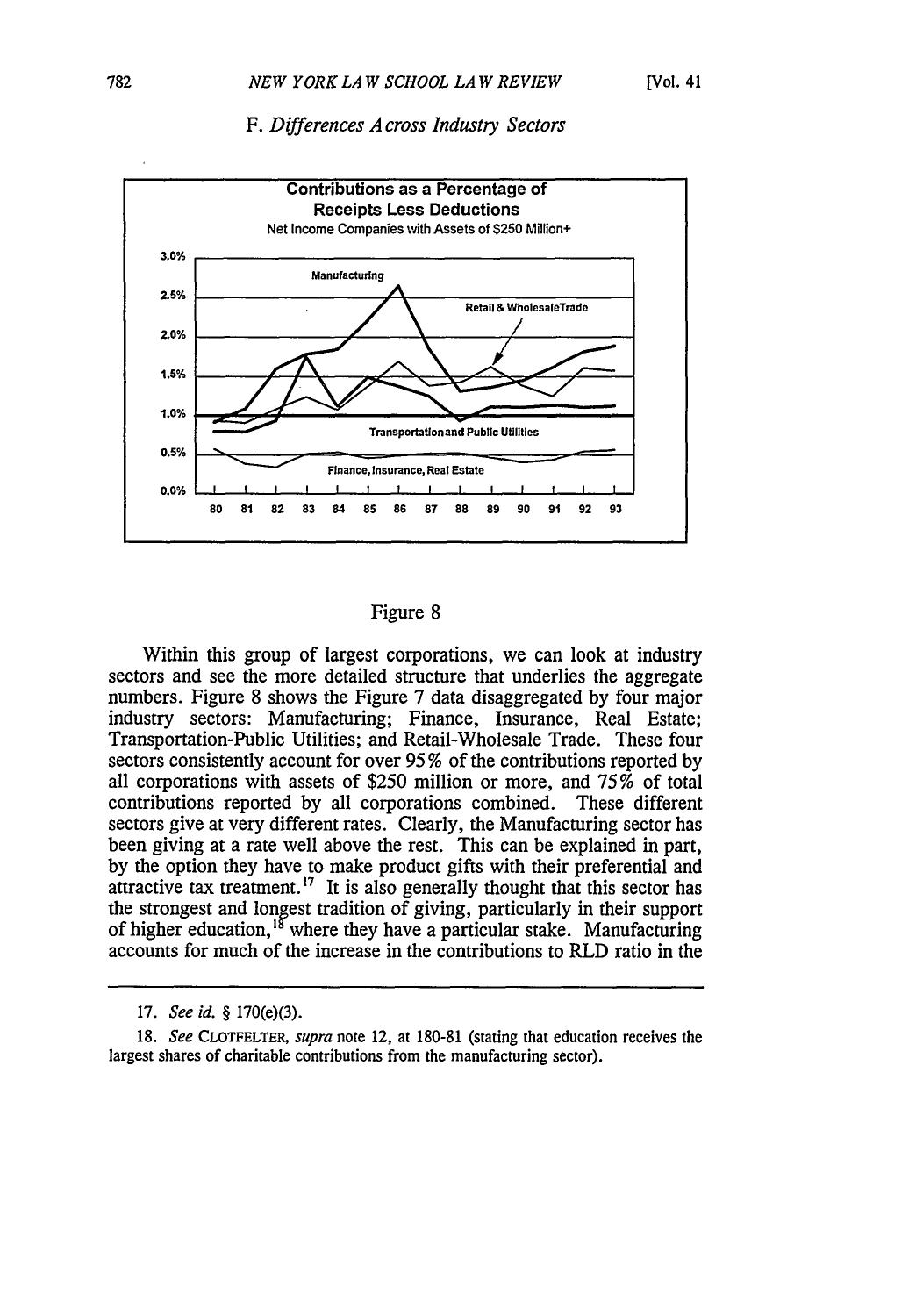### F. *Differences Across Industry Sectors*

Figure 8

Within this group of largest corporations, we can look at industry sectors and see the more detailed structure that underlies the aggregate numbers. Figure 8 shows the Figure 7 data disaggregated by four major industry sectors: Manufacturing; Finance, Insurance, Real Estate; Transportation-Public Utilities; and Retail-Wholesale Trade. These four sectors consistently account for over 95% of the contributions reported by all corporations with assets of $250 million or more, and 75% of total contributions reported by all corporations combined. These different sectors give at very different rates. Clearly, the Manufacturing sector has been giving at a rate well above the rest. This can be explained in part, by the option they have to make product gifts with their preferential and attractive tax treatment.[17] It is also generally thought that this sector has the strongest and longest tradition of giving, particularly in their support of higher education,[18] where they have a particular stake. Manufacturing accounts for much of the increase in the contributions to RLD ratio in the

---

17. *See id.* § 170(e)(3).

18. *See* CLOTFELTER, *supra* note 12, at 180-81 (stating that education receives the largest shares of charitable contributions from the manufacturing sector).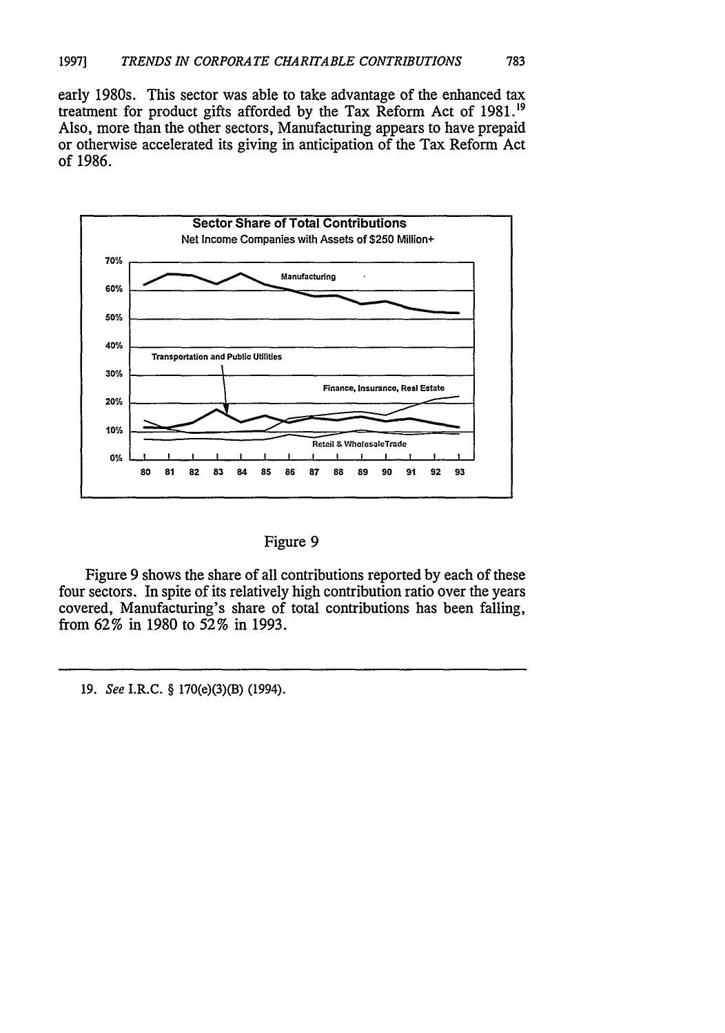early 1980s. This sector was able to take advantage of the enhanced tax treatment for product gifts afforded by the Tax Reform Act of 1981.[19] Also, more than the other sectors, Manufacturing appears to have prepaid or otherwise accelerated its giving in anticipation of the Tax Reform Act of 1986.

Figure 9

Figure 9 shows the share of all contributions reported by each of these four sectors. In spite of its relatively high contribution ratio over the years covered, Manufacturing's share of total contributions has been falling, from 62% in 1980 to 52% in 1993.

---

19. *See* I.R.C. § 170(e)(3)(B) (1994).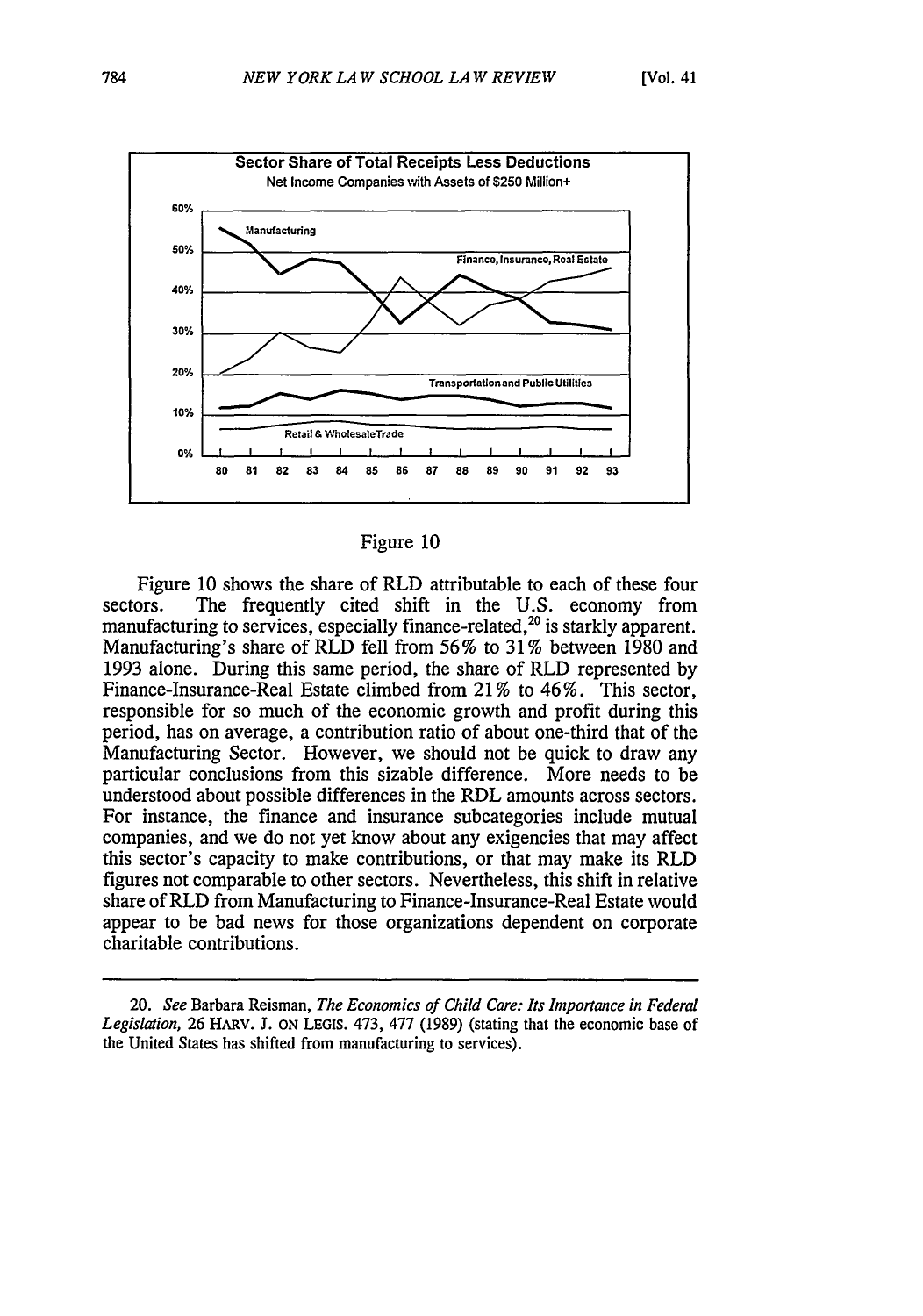Figure 10

Figure 10 shows the share of RLD attributable to each of these four sectors. The frequently cited shift in the U.S. economy from manufacturing to services, especially finance-related,[20] is starkly apparent. Manufacturing's share of RLD fell from 56% to 31% between 1980 and 1993 alone. During this same period, the share of RLD represented by Finance-Insurance-Real Estate climbed from 21% to 46%. This sector, responsible for so much of the economic growth and profit during this period, has on average, a contribution ratio of about one-third that of the Manufacturing Sector. However, we should not be quick to draw any particular conclusions from this sizable difference. More needs to be understood about possible differences in the RDL amounts across sectors. For instance, the finance and insurance subcategories include mutual companies, and we do not yet know about any exigencies that may affect this sector's capacity to make contributions, or that may make its RLD figures not comparable to other sectors. Nevertheless, this shift in relative share of RLD from Manufacturing to Finance-Insurance-Real Estate would appear to be bad news for those organizations dependent on corporate charitable contributions.

---

20. *See* Barbara Reisman, *The Economics of Child Care: Its Importance in Federal Legislation*, 26 HARV. J. ON LEGIS. 473, 477 (1989) (stating that the economic base of the United States has shifted from manufacturing to services).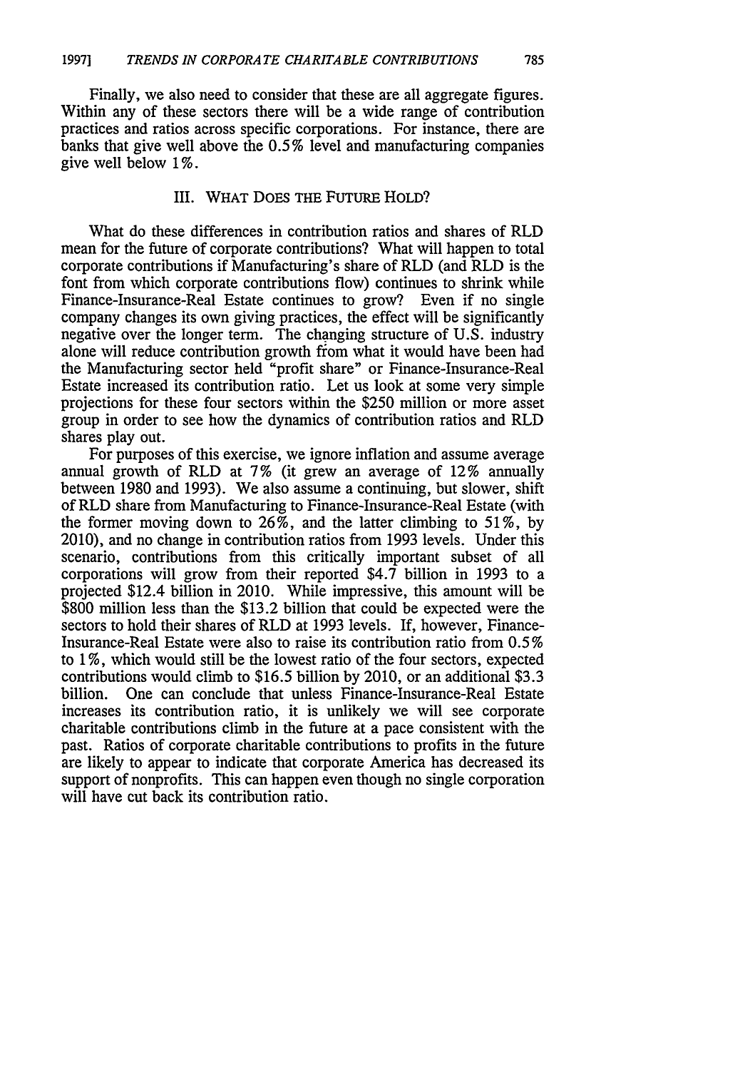Finally, we also need to consider that these are all aggregate figures. Within any of these sectors there will be a wide range of contribution practices and ratios across specific corporations. For instance, there are banks that give well above the 0.5% level and manufacturing companies give well below 1%.

## III. WHAT DOES THE FUTURE HOLD?

What do these differences in contribution ratios and shares of RLD mean for the future of corporate contributions? What will happen to total corporate contributions if Manufacturing's share of RLD (and RLD is the font from which corporate contributions flow) continues to shrink while Finance-Insurance-Real Estate continues to grow? Even if no single company changes its own giving practices, the effect will be significantly negative over the longer term. The changing structure of U.S. industry alone will reduce contribution growth from what it would have been had the Manufacturing sector held "profit share" or Finance-Insurance-Real Estate increased its contribution ratio. Let us look at some very simple projections for these four sectors within the $250 million or more asset group in order to see how the dynamics of contribution ratios and RLD shares play out.

For purposes of this exercise, we ignore inflation and assume average annual growth of RLD at 7% (it grew an average of 12% annually between 1980 and 1993). We also assume a continuing, but slower, shift of RLD share from Manufacturing to Finance-Insurance-Real Estate (with the former moving down to 26%, and the latter climbing to 51%, by 2010), and no change in contribution ratios from 1993 levels. Under this scenario, contributions from this critically important subset of all corporations will grow from their reported $4.7 billion in 1993 to a projected $12.4 billion in 2010. While impressive, this amount will be $800 million less than the $13.2 billion that could be expected were the sectors to hold their shares of RLD at 1993 levels. If, however, Finance-Insurance-Real Estate were also to raise its contribution ratio from 0.5% to 1%, which would still be the lowest ratio of the four sectors, expected contributions would climb to $16.5 billion by 2010, or an additional $3.3 billion. One can conclude that unless Finance-Insurance-Real Estate increases its contribution ratio, it is unlikely we will see corporate charitable contributions climb in the future at a pace consistent with the past. Ratios of corporate charitable contributions to profits in the future are likely to appear to indicate that corporate America has decreased its support of nonprofits. This can happen even though no single corporation will have cut back its contribution ratio.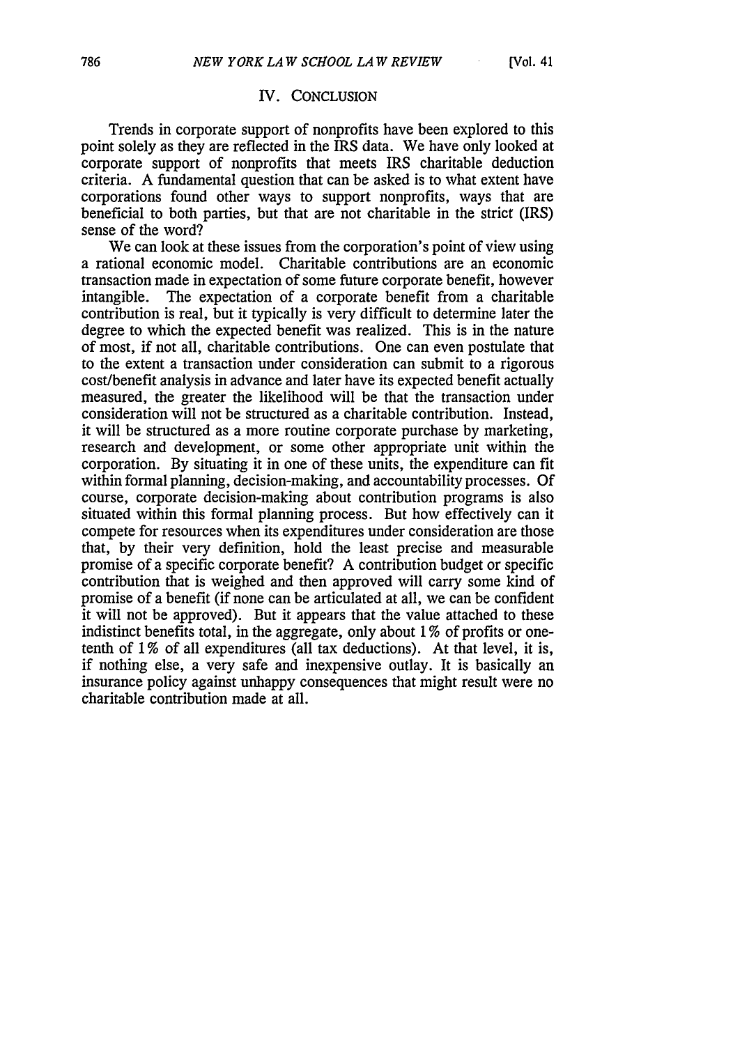## IV. CONCLUSION

Trends in corporate support of nonprofits have been explored to this point solely as they are reflected in the IRS data. We have only looked at corporate support of nonprofits that meets IRS charitable deduction criteria. A fundamental question that can be asked is to what extent have corporations found other ways to support nonprofits, ways that are beneficial to both parties, but that are not charitable in the strict (IRS) sense of the word?

We can look at these issues from the corporation's point of view using a rational economic model. Charitable contributions are an economic transaction made in expectation of some future corporate benefit, however intangible. The expectation of a corporate benefit from a charitable contribution is real, but it typically is very difficult to determine later the degree to which the expected benefit was realized. This is in the nature of most, if not all, charitable contributions. One can even postulate that to the extent a transaction under consideration can submit to a rigorous cost/benefit analysis in advance and later have its expected benefit actually measured, the greater the likelihood will be that the transaction under consideration will not be structured as a charitable contribution. Instead, it will be structured as a more routine corporate purchase by marketing, research and development, or some other appropriate unit within the corporation. By situating it in one of these units, the expenditure can fit within formal planning, decision-making, and accountability processes. Of course, corporate decision-making about contribution programs is also situated within this formal planning process. But how effectively can it compete for resources when its expenditures under consideration are those that, by their very definition, hold the least precise and measurable promise of a specific corporate benefit? A contribution budget or specific contribution that is weighed and then approved will carry some kind of promise of a benefit (if none can be articulated at all, we can be confident it will not be approved). But it appears that the value attached to these indistinct benefits total, in the aggregate, only about 1% of profits or one-tenth of 1% of all expenditures (all tax deductions). At that level, it is, if nothing else, a very safe and inexpensive outlay. It is basically an insurance policy against unhappy consequences that might result were no charitable contribution made at all.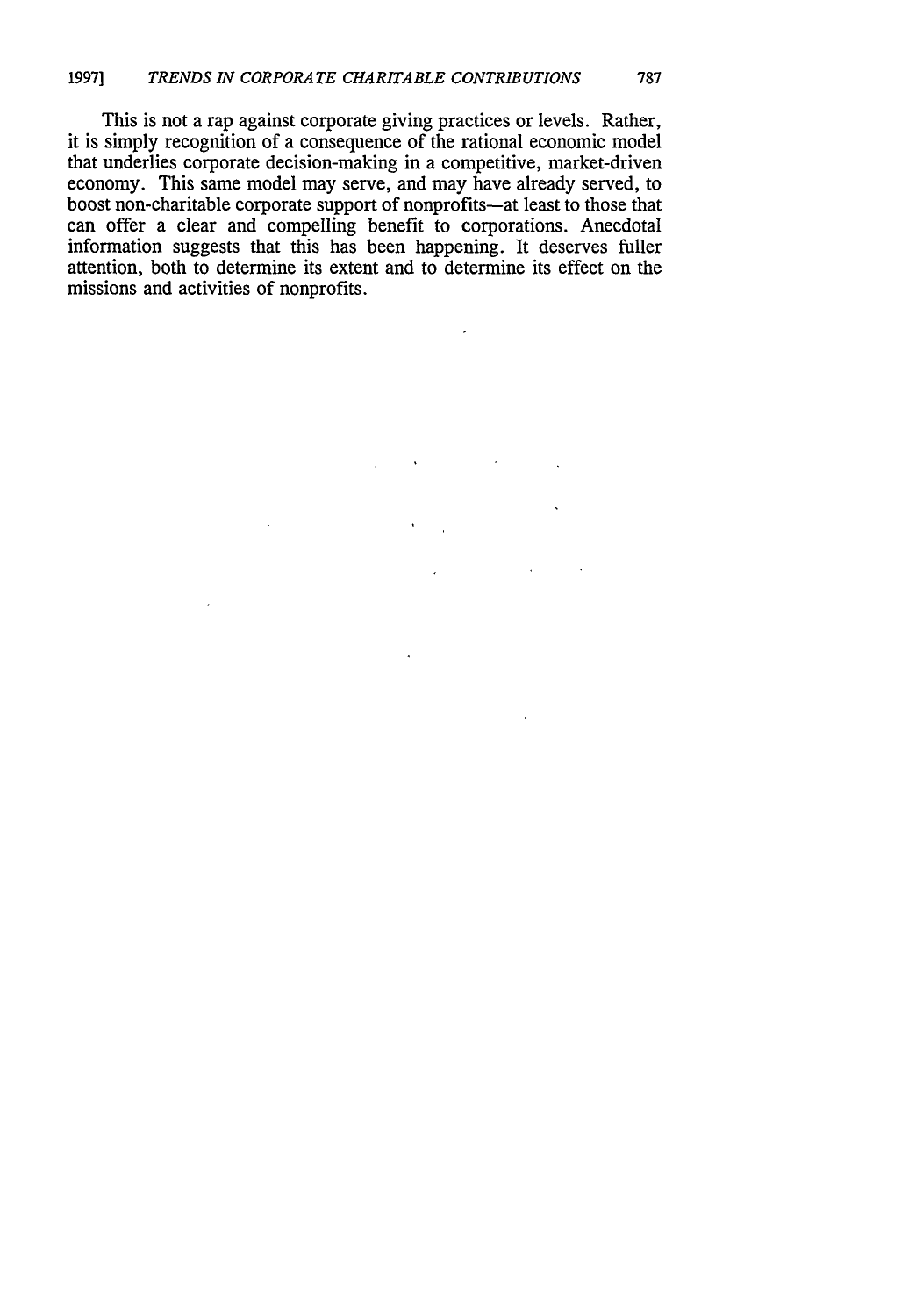This is not a rap against corporate giving practices or levels. Rather, it is simply recognition of a consequence of the rational economic model that underlies corporate decision-making in a competitive, market-driven economy. This same model may serve, and may have already served, to boost non-charitable corporate support of nonprofits—at least to those that can offer a clear and compelling benefit to corporations. Anecdotal information suggests that this has been happening. It deserves fuller attention, both to determine its extent and to determine its effect on the missions and activities of nonprofits.